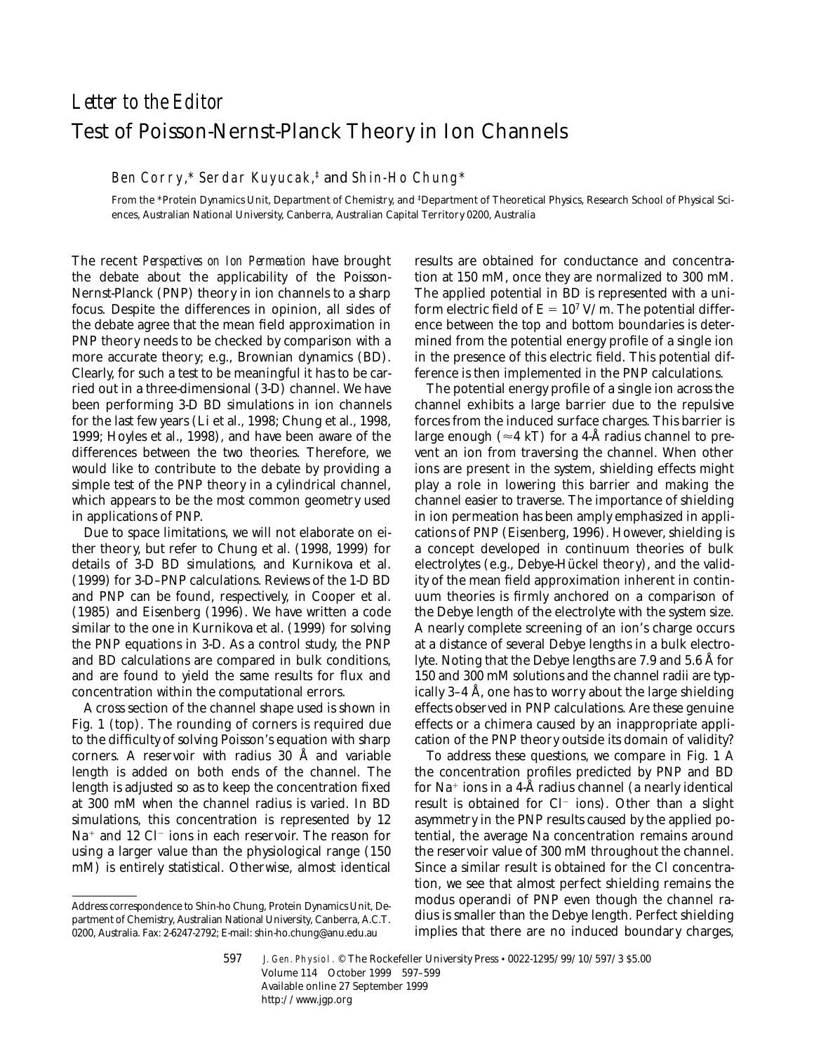# *Letter to the Editor*

# Test of Poisson-Nernst-Planck Theory in Ion Channels

*Ben Corry,\* Serdar Kuyucak,‡* and *Shin-Ho Chung\**

From the \*Protein Dynamics Unit, Department of Chemistry, and ‡Department of Theoretical Physics, Research School of Physical Sciences, Australian National University, Canberra, Australian Capital Territory 0200, Australia

The recent *Perspectives on Ion Permeation* have brought the debate about the applicability of the Poisson-Nernst-Planck (PNP) theory in ion channels to a sharp focus. Despite the differences in opinion, all sides of the debate agree that the mean field approximation in PNP theory needs to be checked by comparison with a more accurate theory; e.g., Brownian dynamics (BD). Clearly, for such a test to be meaningful it has to be carried out in a three-dimensional (3-D) channel. We have been performing 3-D BD simulations in ion channels for the last few years (Li et al., 1998; Chung et al., 1998, 1999; Hoyles et al., 1998), and have been aware of the differences between the two theories. Therefore, we would like to contribute to the debate by providing a simple test of the PNP theory in a cylindrical channel, which appears to be the most common geometry used in applications of PNP.

Due to space limitations, we will not elaborate on either theory, but refer to Chung et al. (1998, 1999) for details of 3-D BD simulations, and Kurnikova et al. (1999) for 3-D–PNP calculations. Reviews of the 1-D BD and PNP can be found, respectively, in Cooper et al. (1985) and Eisenberg (1996). We have written a code similar to the one in Kurnikova et al. (1999) for solving the PNP equations in 3-D. As a control study, the PNP and BD calculations are compared in bulk conditions, and are found to yield the same results for flux and concentration within the computational errors.

A cross section of the channel shape used is shown in Fig. 1 (top). The rounding of corners is required due to the difficulty of solving Poisson's equation with sharp corners. A reservoir with radius 30 Å and variable length is added on both ends of the channel. The length is adjusted so as to keep the concentration fixed at 300 mM when the channel radius is varied. In BD simulations, this concentration is represented by 12 $Na^+$ and 12 $Cl^-$ ions in each reservoir. The reason for using a larger value than the physiological range (150 mM) is entirely statistical. Otherwise, almost identical results are obtained for conductance and concentration at 150 mM, once they are normalized to 300 mM. The applied potential in BD is represented with a uniform electric field of $E = 10^7$ V/m. The potential difference between the top and bottom boundaries is determined from the potential energy profile of a single ion in the presence of this electric field. This potential difference is then implemented in the PNP calculations.

The potential energy profile of a single ion across the channel exhibits a large barrier due to the repulsive forces from the induced surface charges. This barrier is large enough ($\approx$4 kT) for a 4-Å radius channel to prevent an ion from traversing the channel. When other ions are present in the system, shielding effects might play a role in lowering this barrier and making the channel easier to traverse. The importance of shielding in ion permeation has been amply emphasized in applications of PNP (Eisenberg, 1996). However, shielding is a concept developed in continuum theories of bulk electrolytes (e.g., Debye-Hückel theory), and the validity of the mean field approximation inherent in continuum theories is firmly anchored on a comparison of the Debye length of the electrolyte with the system size. A nearly complete screening of an ion's charge occurs at a distance of several Debye lengths in a bulk electrolyte. Noting that the Debye lengths are 7.9 and 5.6 Å for 150 and 300 mM solutions and the channel radii are typically 3–4 Å, one has to worry about the large shielding effects observed in PNP calculations. Are these genuine effects or a chimera caused by an inappropriate application of the PNP theory outside its domain of validity?

To address these questions, we compare in Fig. 1 A the concentration profiles predicted by PNP and BD for $Na^+$ ions in a 4-Å radius channel (a nearly identical result is obtained for $Cl^-$ ions). Other than a slight asymmetry in the PNP results caused by the applied potential, the average Na concentration remains around the reservoir value of 300 mM throughout the channel. Since a similar result is obtained for the Cl concentration, we see that almost perfect shielding remains the modus operandi of PNP even though the channel radius is smaller than the Debye length. Perfect shielding implies that there are no induced boundary charges,

Address correspondence to Shin-ho Chung, Protein Dynamics Unit, Department of Chemistry, Australian National University, Canberra, A.C.T. 0200, Australia. Fax: 2-6247-2792; E-mail: shin-ho.chung@anu.edu.au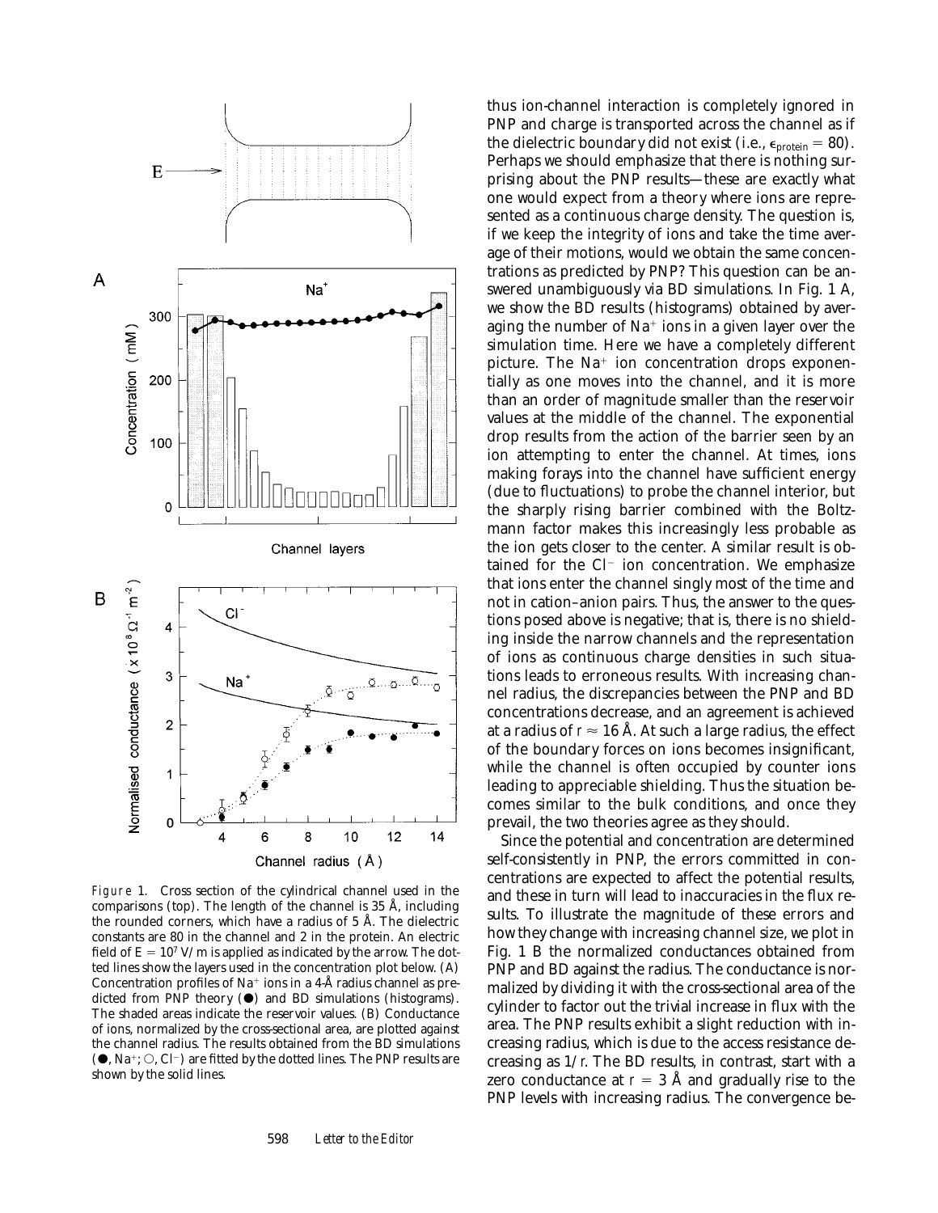Figure 1. Cross section of the cylindrical channel used in the comparisons (top). The length of the channel is 35 Å, including the rounded corners, which have a radius of 5 Å. The dielectric constants are 80 in the channel and 2 in the protein. An electric field of $E = 10^7$ V/m is applied as indicated by the arrow. The dotted lines show the layers used in the concentration plot below. (A) Concentration profiles of $Na^+$ ions in a 4-Å radius channel as predicted from PNP theory (●) and BD simulations (histograms). The shaded areas indicate the reservoir values. (B) Conductance of ions, normalized by the cross-sectional area, are plotted against the channel radius. The results obtained from the BD simulations (●, $Na^+$; ○, $Cl^-$) are fitted by the dotted lines. The PNP results are shown by the solid lines.

thus ion-channel interaction is completely ignored in PNP and charge is transported across the channel as if the dielectric boundary did not exist (i.e., $\epsilon_{protein} = 80$). Perhaps we should emphasize that there is nothing surprising about the PNP results—these are exactly what one would expect from a theory where ions are represented as a continuous charge density. The question is, if we keep the integrity of ions and take the time average of their motions, would we obtain the same concentrations as predicted by PNP? This question can be answered unambiguously via BD simulations. In Fig. 1 A, we show the BD results (histograms) obtained by averaging the number of $Na^+$ ions in a given layer over the simulation time. Here we have a completely different picture. The $Na^+$ ion concentration drops exponentially as one moves into the channel, and it is more than an order of magnitude smaller than the reservoir values at the middle of the channel. The exponential drop results from the action of the barrier seen by an ion attempting to enter the channel. At times, ions making forays into the channel have sufficient energy (due to fluctuations) to probe the channel interior, but the sharply rising barrier combined with the Boltzmann factor makes this increasingly less probable as the ion gets closer to the center. A similar result is obtained for the $Cl^-$ ion concentration. We emphasize that ions enter the channel singly most of the time and not in cation–anion pairs. Thus, the answer to the questions posed above is negative; that is, there is no shielding inside the narrow channels and the representation of ions as continuous charge densities in such situations leads to erroneous results. With increasing channel radius, the discrepancies between the PNP and BD concentrations decrease, and an agreement is achieved at a radius of $r \approx 16$ Å. At such a large radius, the effect of the boundary forces on ions becomes insignificant, while the channel is often occupied by counter ions leading to appreciable shielding. Thus the situation becomes similar to the bulk conditions, and once they prevail, the two theories agree as they should.

Since the potential and concentration are determined self-consistently in PNP, the errors committed in concentrations are expected to affect the potential results, and these in turn will lead to inaccuracies in the flux results. To illustrate the magnitude of these errors and how they change with increasing channel size, we plot in Fig. 1 B the normalized conductances obtained from PNP and BD against the radius. The conductance is normalized by dividing it with the cross-sectional area of the cylinder to factor out the trivial increase in flux with the area. The PNP results exhibit a slight reduction with increasing radius, which is due to the access resistance decreasing as $1/r$. The BD results, in contrast, start with a zero conductance at $r = 3$ Å and gradually rise to the PNP levels with increasing radius. The convergence be-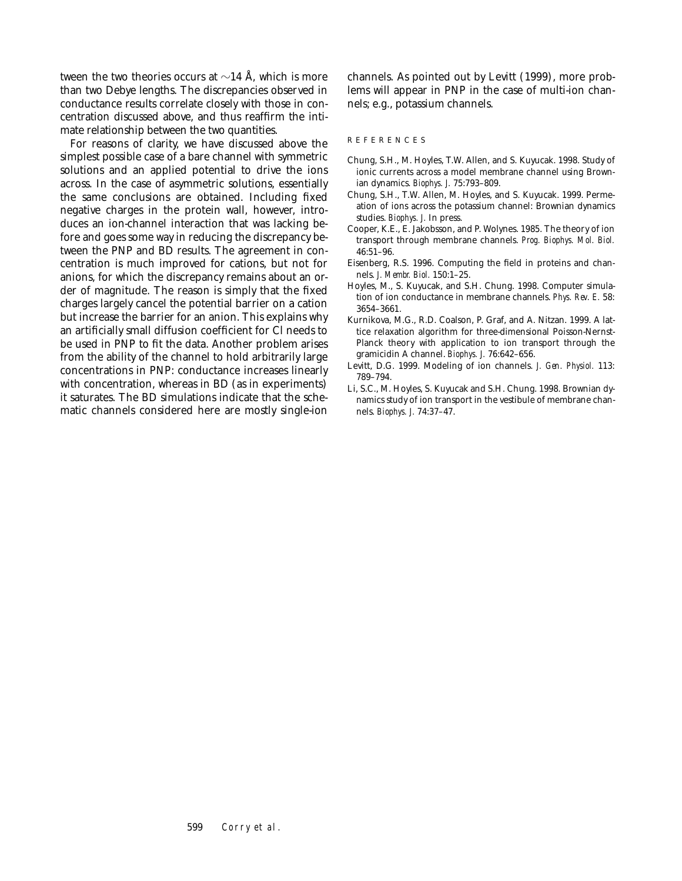tween the two theories occurs at ~14 Å, which is more than two Debye lengths. The discrepancies observed in conductance results correlate closely with those in concentration discussed above, and thus reaffirm the intimate relationship between the two quantities.

For reasons of clarity, we have discussed above the simplest possible case of a bare channel with symmetric solutions and an applied potential to drive the ions across. In the case of asymmetric solutions, essentially the same conclusions are obtained. Including fixed negative charges in the protein wall, however, introduces an ion-channel interaction that was lacking before and goes some way in reducing the discrepancy between the PNP and BD results. The agreement in concentration is much improved for cations, but not for anions, for which the discrepancy remains about an order of magnitude. The reason is simply that the fixed charges largely cancel the potential barrier on a cation but increase the barrier for an anion. This explains why an artificially small diffusion coefficient for Cl needs to be used in PNP to fit the data. Another problem arises from the ability of the channel to hold arbitrarily large concentrations in PNP: conductance increases linearly with concentration, whereas in BD (as in experiments) it saturates. The BD simulations indicate that the schematic channels considered here are mostly single-ion channels. As pointed out by Levitt (1999), more problems will appear in PNP in the case of multi-ion channels; e.g., potassium channels.

## REFERENCES

Chung, S.H., M. Hoyles, T.W. Allen, and S. Kuyucak. 1998. Study of ionic currents across a model membrane channel using Brownian dynamics. *Biophys. J.* 75:793–809.

Chung, S.H., T.W. Allen, M. Hoyles, and S. Kuyucak. 1999. Permeation of ions across the potassium channel: Brownian dynamics studies. *Biophys. J.* In press.

Cooper, K.E., E. Jakobsson, and P. Wolynes. 1985. The theory of ion transport through membrane channels. *Prog. Biophys. Mol. Biol.* 46:51–96.

Eisenberg, R.S. 1996. Computing the field in proteins and channels. *J. Membr. Biol.* 150:1–25.

Hoyles, M., S. Kuyucak, and S.H. Chung. 1998. Computer simulation of ion conductance in membrane channels. *Phys. Rev. E.* 58: 3654–3661.

Kurnikova, M.G., R.D. Coalson, P. Graf, and A. Nitzan. 1999. A lattice relaxation algorithm for three-dimensional Poisson-Nernst-Planck theory with application to ion transport through the gramicidin A channel. *Biophys. J.* 76:642–656.

Levitt, D.G. 1999. Modeling of ion channels. *J. Gen. Physiol.* 113: 789–794.

Li, S.C., M. Hoyles, S. Kuyucak and S.H. Chung. 1998. Brownian dynamics study of ion transport in the vestibule of membrane channels. *Biophys. J.* 74:37–47.